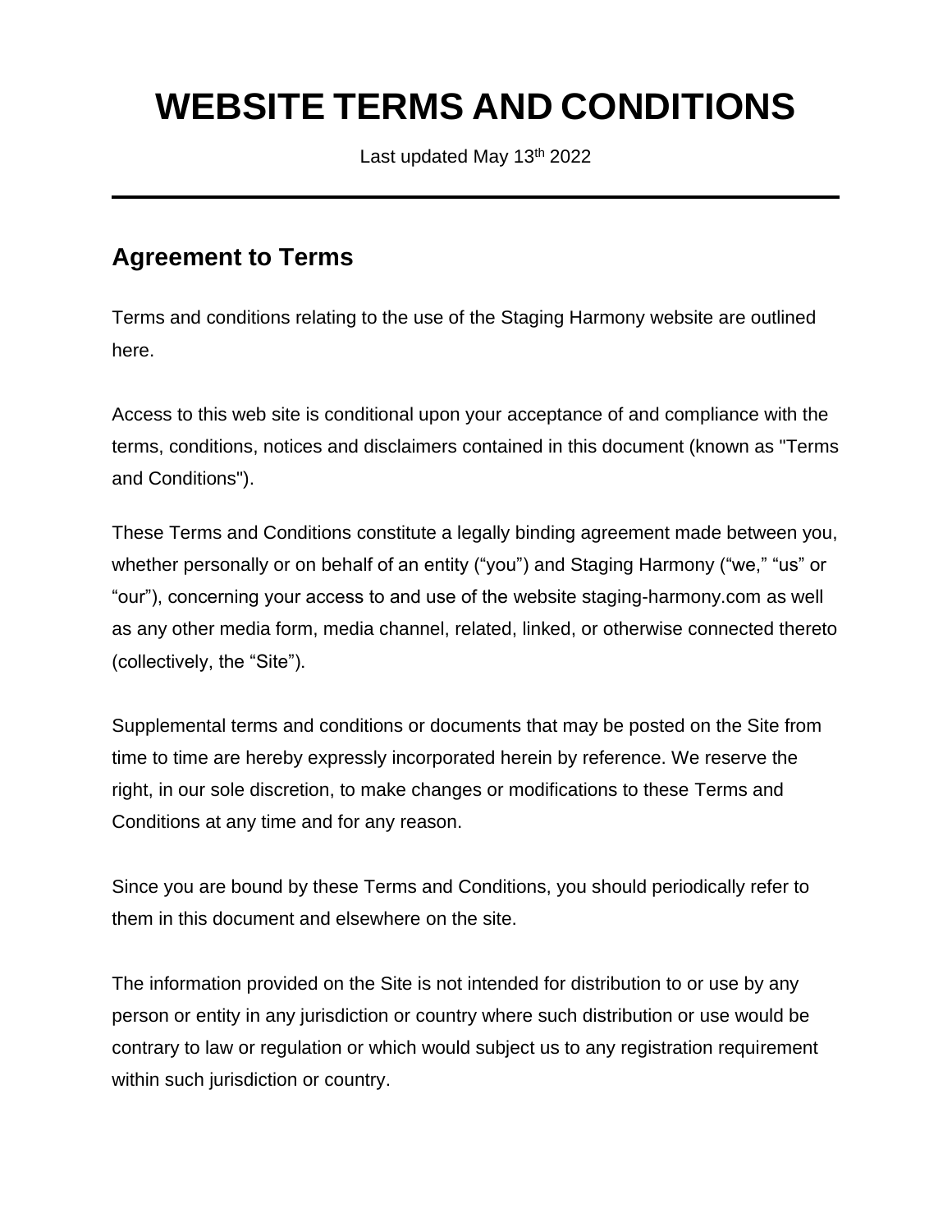# WEBSITE TERMS AND CONDITIONS

Last updated May 13th 2022

---

## Agreement to Terms

Terms and conditions relating to the use of the Staging Harmony website are outlined here.

Access to this web site is conditional upon your acceptance of and compliance with the terms, conditions, notices and disclaimers contained in this document (known as "Terms and Conditions").

These Terms and Conditions constitute a legally binding agreement made between you, whether personally or on behalf of an entity (“you”) and Staging Harmony (“we,” “us” or “our”), concerning your access to and use of the website staging-harmony.com as well as any other media form, media channel, related, linked, or otherwise connected thereto (collectively, the “Site”).

Supplemental terms and conditions or documents that may be posted on the Site from time to time are hereby expressly incorporated herein by reference. We reserve the right, in our sole discretion, to make changes or modifications to these Terms and Conditions at any time and for any reason.

Since you are bound by these Terms and Conditions, you should periodically refer to them in this document and elsewhere on the site.

The information provided on the Site is not intended for distribution to or use by any person or entity in any jurisdiction or country where such distribution or use would be contrary to law or regulation or which would subject us to any registration requirement within such jurisdiction or country.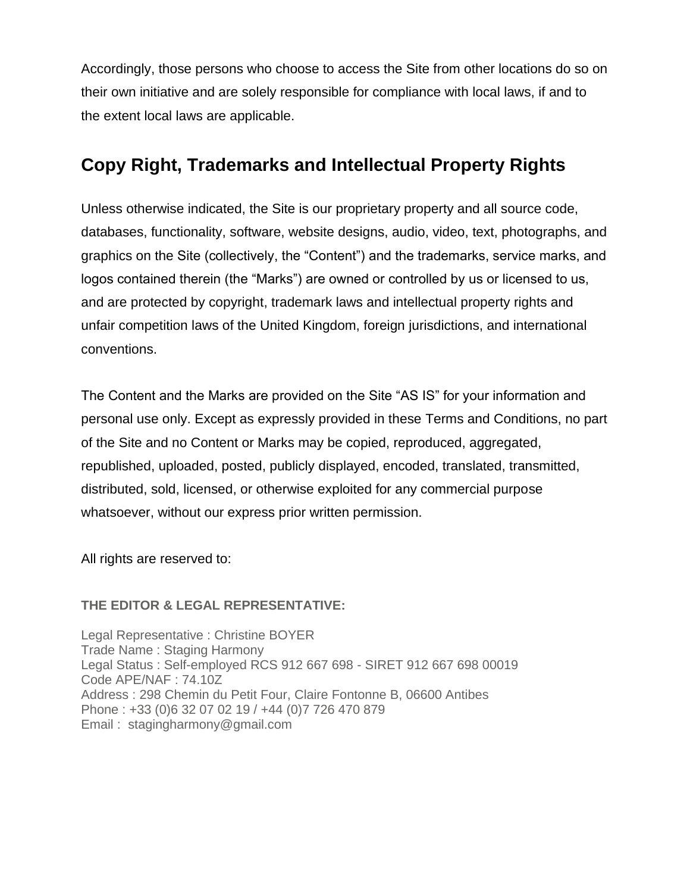Accordingly, those persons who choose to access the Site from other locations do so on their own initiative and are solely responsible for compliance with local laws, if and to the extent local laws are applicable.

## Copy Right, Trademarks and Intellectual Property Rights

Unless otherwise indicated, the Site is our proprietary property and all source code, databases, functionality, software, website designs, audio, video, text, photographs, and graphics on the Site (collectively, the “Content”) and the trademarks, service marks, and logos contained therein (the “Marks”) are owned or controlled by us or licensed to us, and are protected by copyright, trademark laws and intellectual property rights and unfair competition laws of the United Kingdom, foreign jurisdictions, and international conventions.

The Content and the Marks are provided on the Site “AS IS” for your information and personal use only. Except as expressly provided in these Terms and Conditions, no part of the Site and no Content or Marks may be copied, reproduced, aggregated, republished, uploaded, posted, publicly displayed, encoded, translated, transmitted, distributed, sold, licensed, or otherwise exploited for any commercial purpose whatsoever, without our express prior written permission.

All rights are reserved to:

**THE EDITOR & LEGAL REPRESENTATIVE:**

Legal Representative : Christine BOYER
Trade Name : Staging Harmony
Legal Status : Self-employed RCS 912 667 698 - SIRET 912 667 698 00019
Code APE/NAF : 74.10Z
Address : 298 Chemin du Petit Four, Claire Fontonne B, 06600 Antibes
Phone : +33 (0)6 32 07 02 19 / +44 (0)7 726 470 879
Email : stagingharmony@gmail.com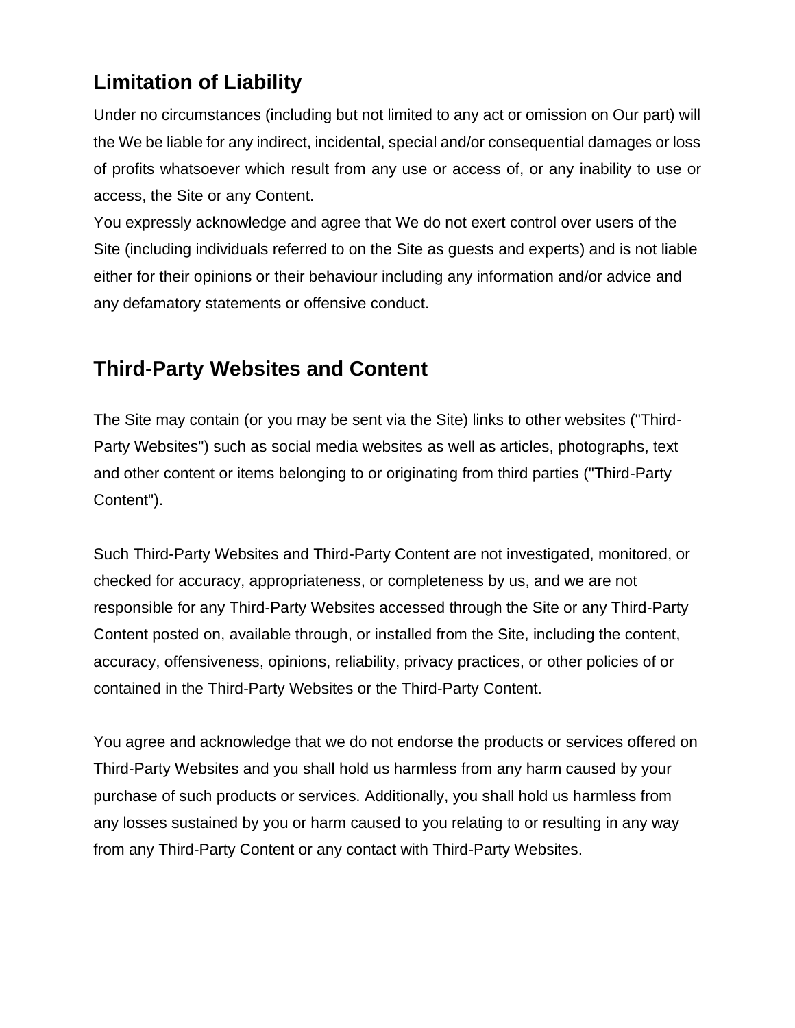## Limitation of Liability

Under no circumstances (including but not limited to any act or omission on Our part) will the We be liable for any indirect, incidental, special and/or consequential damages or loss of profits whatsoever which result from any use or access of, or any inability to use or access, the Site or any Content.

You expressly acknowledge and agree that We do not exert control over users of the Site (including individuals referred to on the Site as guests and experts) and is not liable either for their opinions or their behaviour including any information and/or advice and any defamatory statements or offensive conduct.

## Third-Party Websites and Content

The Site may contain (or you may be sent via the Site) links to other websites ("Third-Party Websites") such as social media websites as well as articles, photographs, text and other content or items belonging to or originating from third parties ("Third-Party Content").

Such Third-Party Websites and Third-Party Content are not investigated, monitored, or checked for accuracy, appropriateness, or completeness by us, and we are not responsible for any Third-Party Websites accessed through the Site or any Third-Party Content posted on, available through, or installed from the Site, including the content, accuracy, offensiveness, opinions, reliability, privacy practices, or other policies of or contained in the Third-Party Websites or the Third-Party Content.

You agree and acknowledge that we do not endorse the products or services offered on Third-Party Websites and you shall hold us harmless from any harm caused by your purchase of such products or services. Additionally, you shall hold us harmless from any losses sustained by you or harm caused to you relating to or resulting in any way from any Third-Party Content or any contact with Third-Party Websites.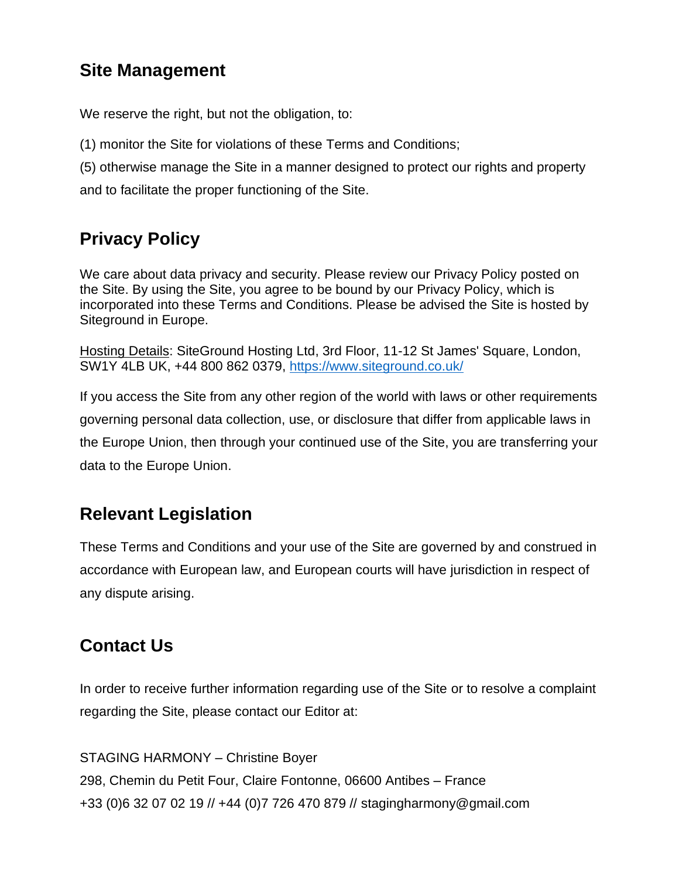## Site Management

We reserve the right, but not the obligation, to:

(1) monitor the Site for violations of these Terms and Conditions;

(5) otherwise manage the Site in a manner designed to protect our rights and property and to facilitate the proper functioning of the Site.

## Privacy Policy

We care about data privacy and security. Please review our Privacy Policy posted on the Site. By using the Site, you agree to be bound by our Privacy Policy, which is incorporated into these Terms and Conditions. Please be advised the Site is hosted by Siteground in Europe.

Hosting Details: SiteGround Hosting Ltd, 3rd Floor, 11-12 St James' Square, London, SW1Y 4LB UK, +44 800 862 0379, https://www.siteground.co.uk/

If you access the Site from any other region of the world with laws or other requirements governing personal data collection, use, or disclosure that differ from applicable laws in the Europe Union, then through your continued use of the Site, you are transferring your data to the Europe Union.

## Relevant Legislation

These Terms and Conditions and your use of the Site are governed by and construed in accordance with European law, and European courts will have jurisdiction in respect of any dispute arising.

## Contact Us

In order to receive further information regarding use of the Site or to resolve a complaint regarding the Site, please contact our Editor at:

STAGING HARMONY – Christine Boyer
298, Chemin du Petit Four, Claire Fontonne, 06600 Antibes – France
+33 (0)6 32 07 02 19 // +44 (0)7 726 470 879 // stagingharmony@gmail.com